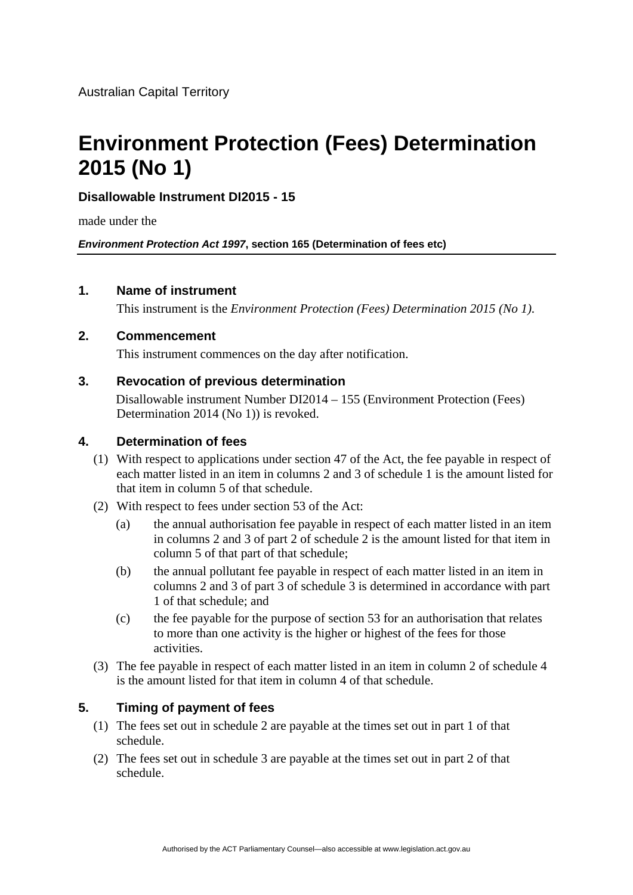Australian Capital Territory

# Environment Protection (Fees) Determination 2015 (No 1)

**Disallowable Instrument DI2015 - 15**

made under the

***Environment Protection Act 1997*, section 165 (Determination of fees etc)**

## 1. Name of instrument

This instrument is the *Environment Protection (Fees) Determination 2015 (No 1).*

## 2. Commencement

This instrument commences on the day after notification.

## 3. Revocation of previous determination

Disallowable instrument Number DI2014 – 155 (Environment Protection (Fees) Determination 2014 (No 1)) is revoked.

## 4. Determination of fees

(1) With respect to applications under section 47 of the Act, the fee payable in respect of each matter listed in an item in columns 2 and 3 of schedule 1 is the amount listed for that item in column 5 of that schedule.

(2) With respect to fees under section 53 of the Act:

(a) the annual authorisation fee payable in respect of each matter listed in an item in columns 2 and 3 of part 2 of schedule 2 is the amount listed for that item in column 5 of that part of that schedule;

(b) the annual pollutant fee payable in respect of each matter listed in an item in columns 2 and 3 of part 3 of schedule 3 is determined in accordance with part 1 of that schedule; and

(c) the fee payable for the purpose of section 53 for an authorisation that relates to more than one activity is the higher or highest of the fees for those activities.

(3) The fee payable in respect of each matter listed in an item in column 2 of schedule 4 is the amount listed for that item in column 4 of that schedule.

## 5. Timing of payment of fees

(1) The fees set out in schedule 2 are payable at the times set out in part 1 of that schedule.

(2) The fees set out in schedule 3 are payable at the times set out in part 2 of that schedule.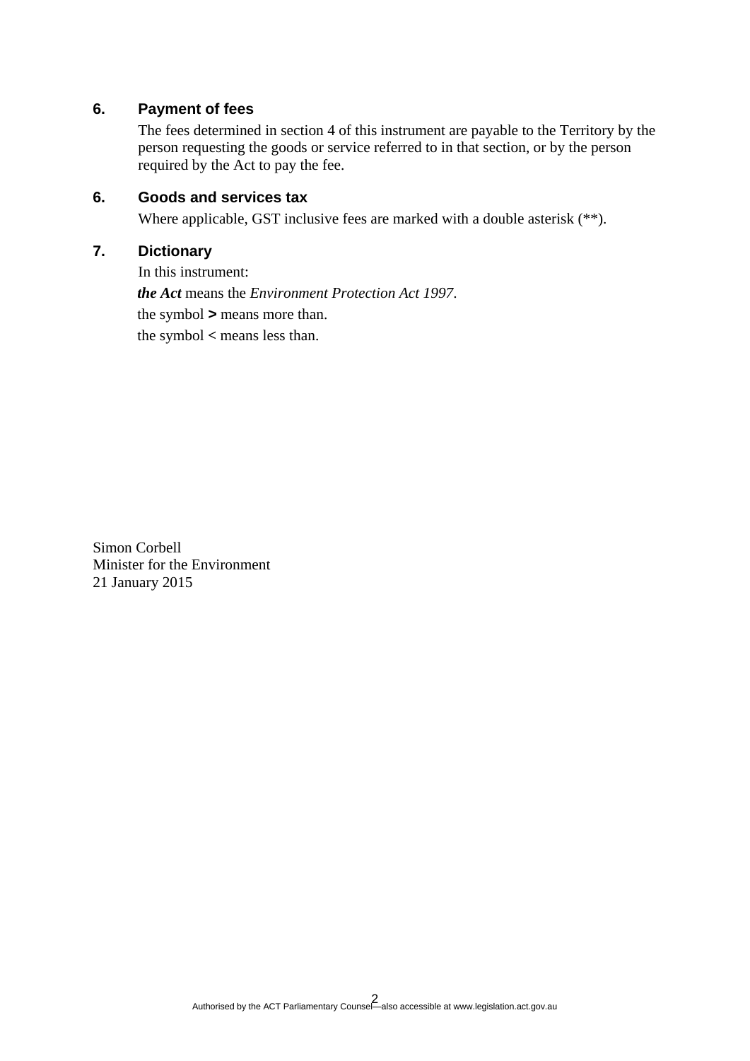## 6. Payment of fees

The fees determined in section 4 of this instrument are payable to the Territory by the person requesting the goods or service referred to in that section, or by the person required by the Act to pay the fee.

## 6. Goods and services tax

Where applicable, GST inclusive fees are marked with a double asterisk (**).

## 7. Dictionary

In this instrument:

***the Act*** means the *Environment Protection Act 1997*.

the symbol **>** means more than.

the symbol **<** means less than.

Simon Corbell
Minister for the Environment
21 January 2015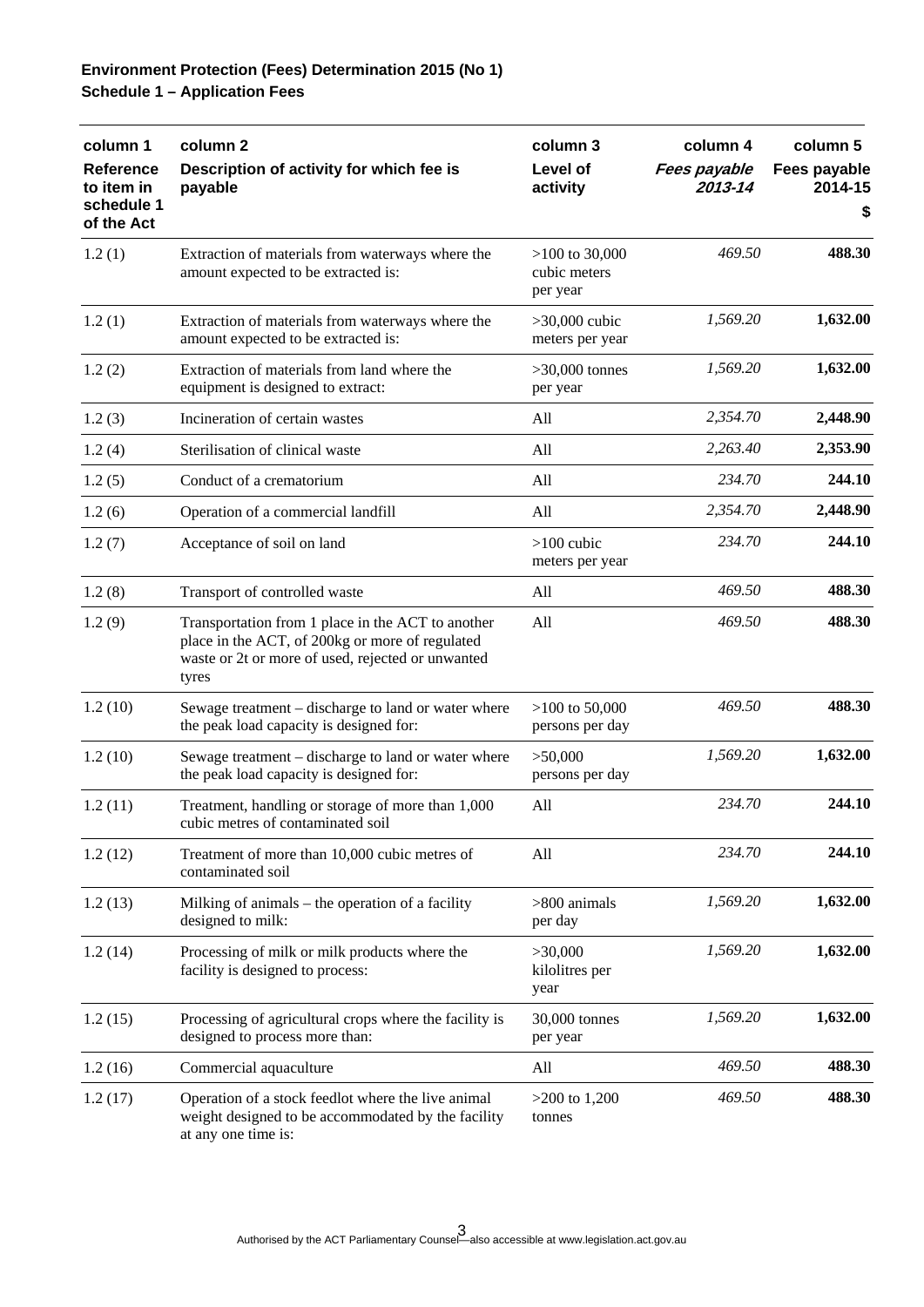**Environment Protection (Fees) Determination 2015 (No 1)**

**Schedule 1 – Application Fees**

| column 1<br>**Reference to item in schedule 1 of the Act** | column 2<br>**Description of activity for which fee is payable** | column 3<br>**Level of activity** | column 4<br>***Fees payable 2013-14*** | column 5<br>**Fees payable 2014-15**<br>**$** |
|---|---|---|---|---|
| 1.2 (1) | Extraction of materials from waterways where the amount expected to be extracted is: | >100 to 30,000 cubic meters per year | *469.50* | **488.30** |
| 1.2 (1) | Extraction of materials from waterways where the amount expected to be extracted is: | >30,000 cubic meters per year | *1,569.20* | **1,632.00** |
| 1.2 (2) | Extraction of materials from land where the equipment is designed to extract: | >30,000 tonnes per year | *1,569.20* | **1,632.00** |
| 1.2 (3) | Incineration of certain wastes | All | *2,354.70* | **2,448.90** |
| 1.2 (4) | Sterilisation of clinical waste | All | *2,263.40* | **2,353.90** |
| 1.2 (5) | Conduct of a crematorium | All | *234.70* | **244.10** |
| 1.2 (6) | Operation of a commercial landfill | All | *2,354.70* | **2,448.90** |
| 1.2 (7) | Acceptance of soil on land | >100 cubic meters per year | *234.70* | **244.10** |
| 1.2 (8) | Transport of controlled waste | All | *469.50* | **488.30** |
| 1.2 (9) | Transportation from 1 place in the ACT to another place in the ACT, of 200kg or more of regulated waste or 2t or more of used, rejected or unwanted tyres | All | *469.50* | **488.30** |
| 1.2 (10) | Sewage treatment – discharge to land or water where the peak load capacity is designed for: | >100 to 50,000 persons per day | *469.50* | **488.30** |
| 1.2 (10) | Sewage treatment – discharge to land or water where the peak load capacity is designed for: | >50,000 persons per day | *1,569.20* | **1,632.00** |
| 1.2 (11) | Treatment, handling or storage of more than 1,000 cubic metres of contaminated soil | All | *234.70* | **244.10** |
| 1.2 (12) | Treatment of more than 10,000 cubic metres of contaminated soil | All | *234.70* | **244.10** |
| 1.2 (13) | Milking of animals – the operation of a facility designed to milk: | >800 animals per day | *1,569.20* | **1,632.00** |
| 1.2 (14) | Processing of milk or milk products where the facility is designed to process: | >30,000 kilolitres per year | *1,569.20* | **1,632.00** |
| 1.2 (15) | Processing of agricultural crops where the facility is designed to process more than: | 30,000 tonnes per year | *1,569.20* | **1,632.00** |
| 1.2 (16) | Commercial aquaculture | All | *469.50* | **488.30** |
| 1.2 (17) | Operation of a stock feedlot where the live animal weight designed to be accommodated by the facility at any one time is: | >200 to 1,200 tonnes | *469.50* | **488.30** |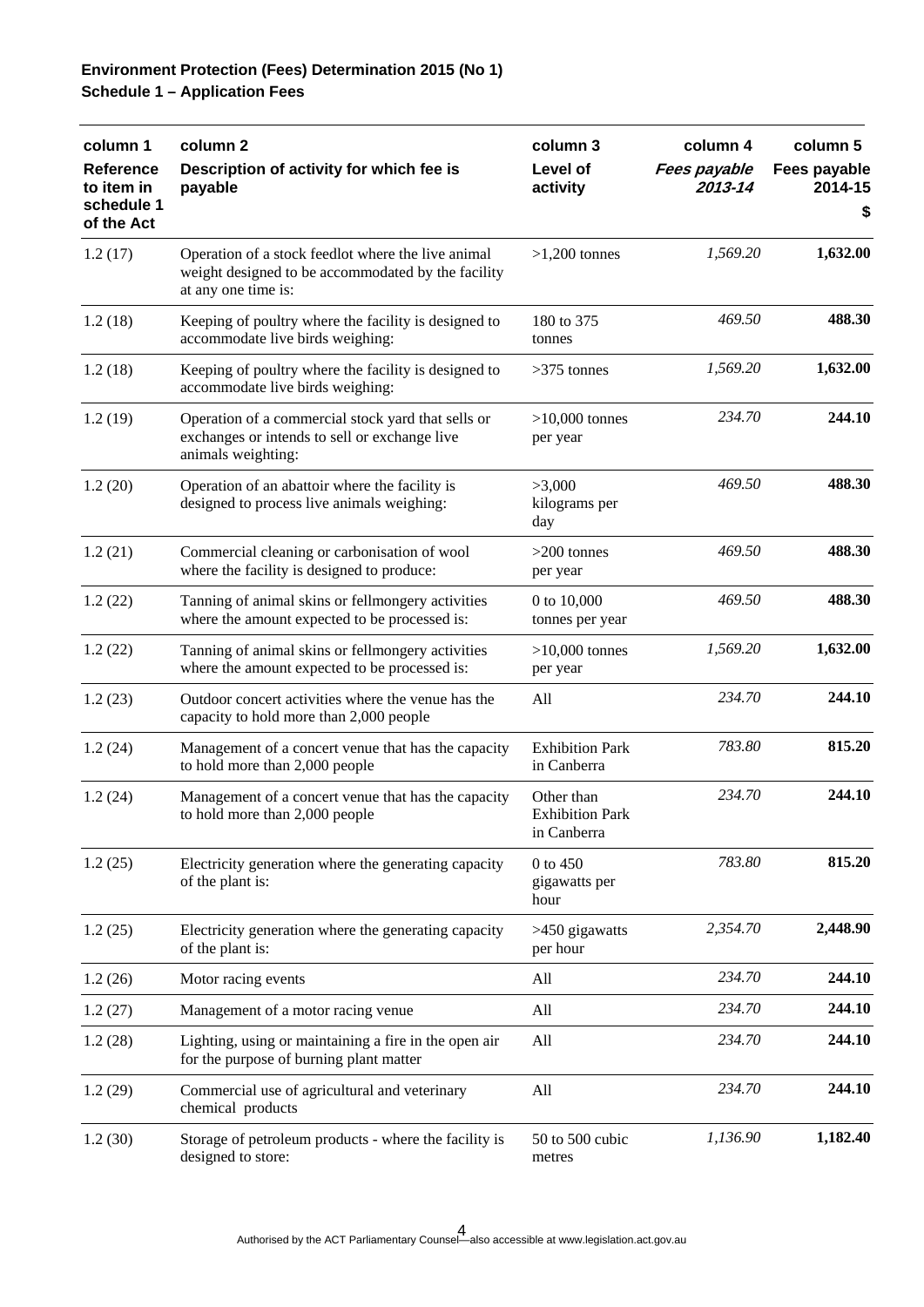**Environment Protection (Fees) Determination 2015 (No 1)**

**Schedule 1 – Application Fees**

| column 1 **Reference to item in schedule 1 of the Act** | column 2 **Description of activity for which fee is payable** | column 3 **Level of activity** | column 4 ***Fees payable 2013-14*** | column 5 **Fees payable 2014-15 $** |
|---|---|---|---|---|
| 1.2 (17) | Operation of a stock feedlot where the live animal weight designed to be accommodated by the facility at any one time is: | >1,200 tonnes | *1,569.20* | **1,632.00** |
| 1.2 (18) | Keeping of poultry where the facility is designed to accommodate live birds weighing: | 180 to 375 tonnes | *469.50* | **488.30** |
| 1.2 (18) | Keeping of poultry where the facility is designed to accommodate live birds weighing: | >375 tonnes | *1,569.20* | **1,632.00** |
| 1.2 (19) | Operation of a commercial stock yard that sells or exchanges or intends to sell or exchange live animals weighting: | >10,000 tonnes per year | *234.70* | **244.10** |
| 1.2 (20) | Operation of an abattoir where the facility is designed to process live animals weighing: | >3,000 kilograms per day | *469.50* | **488.30** |
| 1.2 (21) | Commercial cleaning or carbonisation of wool where the facility is designed to produce: | >200 tonnes per year | *469.50* | **488.30** |
| 1.2 (22) | Tanning of animal skins or fellmongery activities where the amount expected to be processed is: | 0 to 10,000 tonnes per year | *469.50* | **488.30** |
| 1.2 (22) | Tanning of animal skins or fellmongery activities where the amount expected to be processed is: | >10,000 tonnes per year | *1,569.20* | **1,632.00** |
| 1.2 (23) | Outdoor concert activities where the venue has the capacity to hold more than 2,000 people | All | *234.70* | **244.10** |
| 1.2 (24) | Management of a concert venue that has the capacity to hold more than 2,000 people | Exhibition Park in Canberra | *783.80* | **815.20** |
| 1.2 (24) | Management of a concert venue that has the capacity to hold more than 2,000 people | Other than Exhibition Park in Canberra | *234.70* | **244.10** |
| 1.2 (25) | Electricity generation where the generating capacity of the plant is: | 0 to 450 gigawatts per hour | *783.80* | **815.20** |
| 1.2 (25) | Electricity generation where the generating capacity of the plant is: | >450 gigawatts per hour | *2,354.70* | **2,448.90** |
| 1.2 (26) | Motor racing events | All | *234.70* | **244.10** |
| 1.2 (27) | Management of a motor racing venue | All | *234.70* | **244.10** |
| 1.2 (28) | Lighting, using or maintaining a fire in the open air for the purpose of burning plant matter | All | *234.70* | **244.10** |
| 1.2 (29) | Commercial use of agricultural and veterinary chemical products | All | *234.70* | **244.10** |
| 1.2 (30) | Storage of petroleum products - where the facility is designed to store: | 50 to 500 cubic metres | *1,136.90* | **1,182.40** |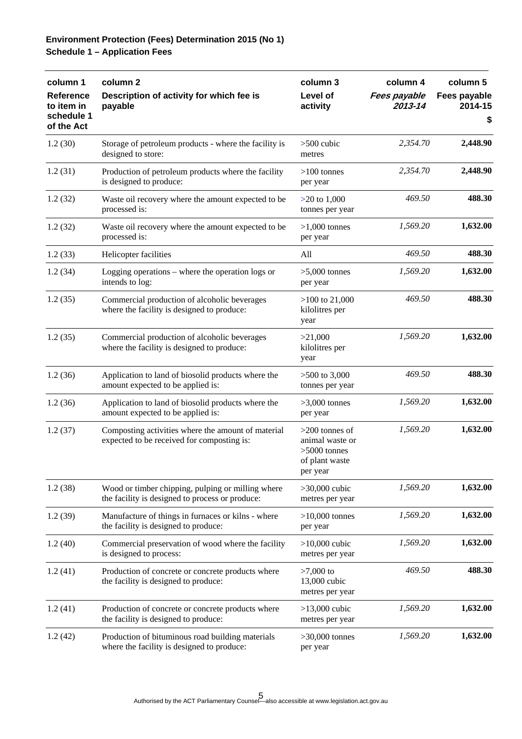**Environment Protection (Fees) Determination 2015 (No 1)**

**Schedule 1 – Application Fees**

| column 1<br>**Reference to item in schedule 1 of the Act** | column 2<br>**Description of activity for which fee is payable** | column 3<br>**Level of activity** | column 4<br>***Fees payable 2013-14*** | column 5<br>**Fees payable 2014-15**<br>**$** |
|---|---|---|---|---|
| 1.2 (30) | Storage of petroleum products - where the facility is designed to store: | >500 cubic metres | *2,354.70* | **2,448.90** |
| 1.2 (31) | Production of petroleum products where the facility is designed to produce: | >100 tonnes per year | *2,354.70* | **2,448.90** |
| 1.2 (32) | Waste oil recovery where the amount expected to be processed is: | >20 to 1,000 tonnes per year | *469.50* | **488.30** |
| 1.2 (32) | Waste oil recovery where the amount expected to be processed is: | >1,000 tonnes per year | *1,569.20* | **1,632.00** |
| 1.2 (33) | Helicopter facilities | All | *469.50* | **488.30** |
| 1.2 (34) | Logging operations – where the operation logs or intends to log: | >5,000 tonnes per year | *1,569.20* | **1,632.00** |
| 1.2 (35) | Commercial production of alcoholic beverages where the facility is designed to produce: | >100 to 21,000 kilolitres per year | *469.50* | **488.30** |
| 1.2 (35) | Commercial production of alcoholic beverages where the facility is designed to produce: | >21,000 kilolitres per year | *1,569.20* | **1,632.00** |
| 1.2 (36) | Application to land of biosolid products where the amount expected to be applied is: | >500 to 3,000 tonnes per year | *469.50* | **488.30** |
| 1.2 (36) | Application to land of biosolid products where the amount expected to be applied is: | >3,000 tonnes per year | *1,569.20* | **1,632.00** |
| 1.2 (37) | Composting activities where the amount of material expected to be received for composting is: | >200 tonnes of animal waste or >5000 tonnes of plant waste per year | *1,569.20* | **1,632.00** |
| 1.2 (38) | Wood or timber chipping, pulping or milling where the facility is designed to process or produce: | >30,000 cubic metres per year | *1,569.20* | **1,632.00** |
| 1.2 (39) | Manufacture of things in furnaces or kilns - where the facility is designed to produce: | >10,000 tonnes per year | *1,569.20* | **1,632.00** |
| 1.2 (40) | Commercial preservation of wood where the facility is designed to process: | >10,000 cubic metres per year | *1,569.20* | **1,632.00** |
| 1.2 (41) | Production of concrete or concrete products where the facility is designed to produce: | >7,000 to 13,000 cubic metres per year | *469.50* | **488.30** |
| 1.2 (41) | Production of concrete or concrete products where the facility is designed to produce: | >13,000 cubic metres per year | *1,569.20* | **1,632.00** |
| 1.2 (42) | Production of bituminous road building materials where the facility is designed to produce: | >30,000 tonnes per year | *1,569.20* | **1,632.00** |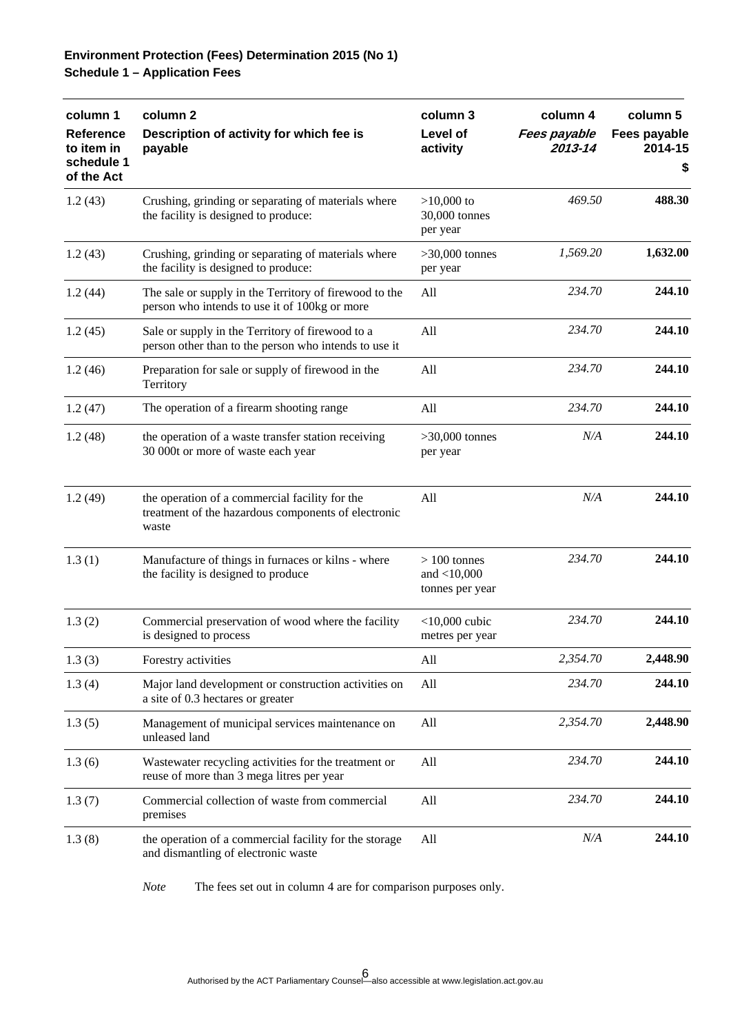**Environment Protection (Fees) Determination 2015 (No 1)**
**Schedule 1 – Application Fees**

| column 1<br>**Reference to item in schedule 1 of the Act** | column 2<br>**Description of activity for which fee is payable** | column 3<br>**Level of activity** | column 4<br>***Fees payable 2013-14*** | column 5<br>**Fees payable 2014-15**<br>**$** |
|---|---|---|---|---|
| 1.2 (43) | Crushing, grinding or separating of materials where the facility is designed to produce: | >10,000 to 30,000 tonnes per year | *469.50* | **488.30** |
| 1.2 (43) | Crushing, grinding or separating of materials where the facility is designed to produce: | >30,000 tonnes per year | *1,569.20* | **1,632.00** |
| 1.2 (44) | The sale or supply in the Territory of firewood to the person who intends to use it of 100kg or more | All | *234.70* | **244.10** |
| 1.2 (45) | Sale or supply in the Territory of firewood to a person other than to the person who intends to use it | All | *234.70* | **244.10** |
| 1.2 (46) | Preparation for sale or supply of firewood in the Territory | All | *234.70* | **244.10** |
| 1.2 (47) | The operation of a firearm shooting range | All | *234.70* | **244.10** |
| 1.2 (48) | the operation of a waste transfer station receiving 30 000t or more of waste each year | >30,000 tonnes per year | *N/A* | **244.10** |
| 1.2 (49) | the operation of a commercial facility for the treatment of the hazardous components of electronic waste | All | *N/A* | **244.10** |
| 1.3 (1) | Manufacture of things in furnaces or kilns - where the facility is designed to produce | > 100 tonnes and <10,000 tonnes per year | *234.70* | **244.10** |
| 1.3 (2) | Commercial preservation of wood where the facility is designed to process | <10,000 cubic metres per year | *234.70* | **244.10** |
| 1.3 (3) | Forestry activities | All | *2,354.70* | **2,448.90** |
| 1.3 (4) | Major land development or construction activities on a site of 0.3 hectares or greater | All | *234.70* | **244.10** |
| 1.3 (5) | Management of municipal services maintenance on unleased land | All | *2,354.70* | **2,448.90** |
| 1.3 (6) | Wastewater recycling activities for the treatment or reuse of more than 3 mega litres per year | All | *234.70* | **244.10** |
| 1.3 (7) | Commercial collection of waste from commercial premises | All | *234.70* | **244.10** |
| 1.3 (8) | the operation of a commercial facility for the storage and dismantling of electronic waste | All | *N/A* | **244.10** |

*Note* The fees set out in column 4 are for comparison purposes only.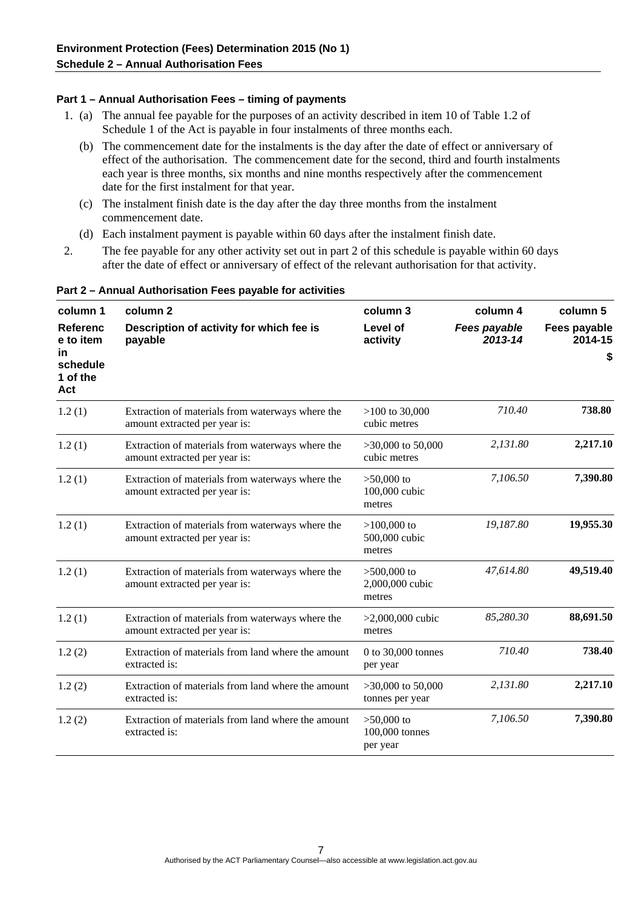**Environment Protection (Fees) Determination 2015 (No 1)**

**Schedule 2 – Annual Authorisation Fees**

### Part 1 – Annual Authorisation Fees – timing of payments

1. (a) The annual fee payable for the purposes of an activity described in item 10 of Table 1.2 of Schedule 1 of the Act is payable in four instalments of three months each.

   (b) The commencement date for the instalments is the day after the date of effect or anniversary of effect of the authorisation. The commencement date for the second, third and fourth instalments each year is three months, six months and nine months respectively after the commencement date for the first instalment for that year.

   (c) The instalment finish date is the day after the day three months from the instalment commencement date.

   (d) Each instalment payment is payable within 60 days after the instalment finish date.

2. The fee payable for any other activity set out in part 2 of this schedule is payable within 60 days after the date of effect or anniversary of effect of the relevant authorisation for that activity.

### Part 2 – Annual Authorisation Fees payable for activities

| column 1<br>**Reference to item in schedule 1 of the Act** | column 2<br>**Description of activity for which fee is payable** | column 3<br>**Level of activity** | column 4<br>***Fees payable 2013-14*** | column 5<br>**Fees payable 2014-15**<br>**$** |
|---|---|---|---|---|
| 1.2 (1) | Extraction of materials from waterways where the amount extracted per year is: | >100 to 30,000 cubic metres | *710.40* | **738.80** |
| 1.2 (1) | Extraction of materials from waterways where the amount extracted per year is: | >30,000 to 50,000 cubic metres | *2,131.80* | **2,217.10** |
| 1.2 (1) | Extraction of materials from waterways where the amount extracted per year is: | >50,000 to 100,000 cubic metres | *7,106.50* | **7,390.80** |
| 1.2 (1) | Extraction of materials from waterways where the amount extracted per year is: | >100,000 to 500,000 cubic metres | *19,187.80* | **19,955.30** |
| 1.2 (1) | Extraction of materials from waterways where the amount extracted per year is: | >500,000 to 2,000,000 cubic metres | *47,614.80* | **49,519.40** |
| 1.2 (1) | Extraction of materials from waterways where the amount extracted per year is: | >2,000,000 cubic metres | *85,280.30* | **88,691.50** |
| 1.2 (2) | Extraction of materials from land where the amount extracted is: | 0 to 30,000 tonnes per year | *710.40* | **738.40** |
| 1.2 (2) | Extraction of materials from land where the amount extracted is: | >30,000 to 50,000 tonnes per year | *2,131.80* | **2,217.10** |
| 1.2 (2) | Extraction of materials from land where the amount extracted is: | >50,000 to 100,000 tonnes per year | *7,106.50* | **7,390.80** |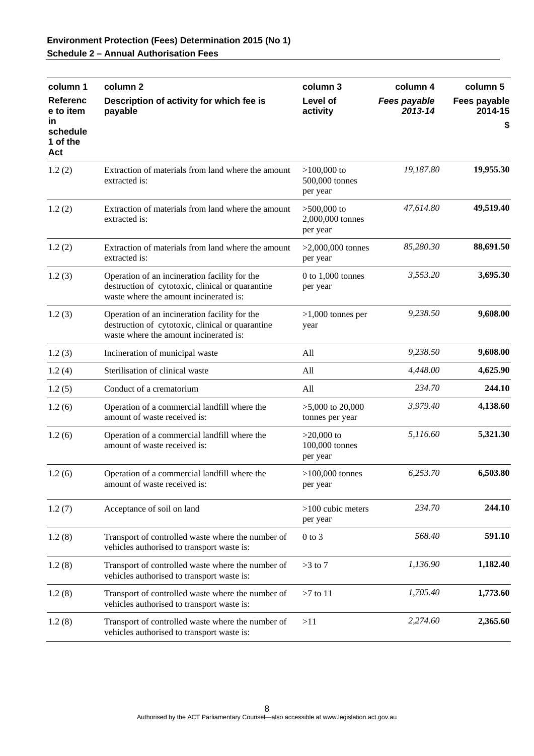**Environment Protection (Fees) Determination 2015 (No 1)**

**Schedule 2 – Annual Authorisation Fees**

| column 1<br>**Reference to item in schedule 1 of the Act** | column 2<br>**Description of activity for which fee is payable** | column 3<br>**Level of activity** | column 4<br>***Fees payable 2013-14*** | column 5<br>**Fees payable 2014-15 $** |
|---|---|---|---|---|
| 1.2 (2) | Extraction of materials from land where the amount extracted is: | >100,000 to 500,000 tonnes per year | *19,187.80* | **19,955.30** |
| 1.2 (2) | Extraction of materials from land where the amount extracted is: | >500,000 to 2,000,000 tonnes per year | *47,614.80* | **49,519.40** |
| 1.2 (2) | Extraction of materials from land where the amount extracted is: | >2,000,000 tonnes per year | *85,280.30* | **88,691.50** |
| 1.2 (3) | Operation of an incineration facility for the destruction of cytotoxic, clinical or quarantine waste where the amount incinerated is: | 0 to 1,000 tonnes per year | *3,553.20* | **3,695.30** |
| 1.2 (3) | Operation of an incineration facility for the destruction of cytotoxic, clinical or quarantine waste where the amount incinerated is: | >1,000 tonnes per year | *9,238.50* | **9,608.00** |
| 1.2 (3) | Incineration of municipal waste | All | *9,238.50* | **9,608.00** |
| 1.2 (4) | Sterilisation of clinical waste | All | *4,448.00* | **4,625.90** |
| 1.2 (5) | Conduct of a crematorium | All | *234.70* | **244.10** |
| 1.2 (6) | Operation of a commercial landfill where the amount of waste received is: | >5,000 to 20,000 tonnes per year | *3,979.40* | **4,138.60** |
| 1.2 (6) | Operation of a commercial landfill where the amount of waste received is: | >20,000 to 100,000 tonnes per year | *5,116.60* | **5,321.30** |
| 1.2 (6) | Operation of a commercial landfill where the amount of waste received is: | >100,000 tonnes per year | *6,253.70* | **6,503.80** |
| 1.2 (7) | Acceptance of soil on land | >100 cubic meters per year | *234.70* | **244.10** |
| 1.2 (8) | Transport of controlled waste where the number of vehicles authorised to transport waste is: | 0 to 3 | *568.40* | **591.10** |
| 1.2 (8) | Transport of controlled waste where the number of vehicles authorised to transport waste is: | >3 to 7 | *1,136.90* | **1,182.40** |
| 1.2 (8) | Transport of controlled waste where the number of vehicles authorised to transport waste is: | >7 to 11 | *1,705.40* | **1,773.60** |
| 1.2 (8) | Transport of controlled waste where the number of vehicles authorised to transport waste is: | >11 | *2,274.60* | **2,365.60** |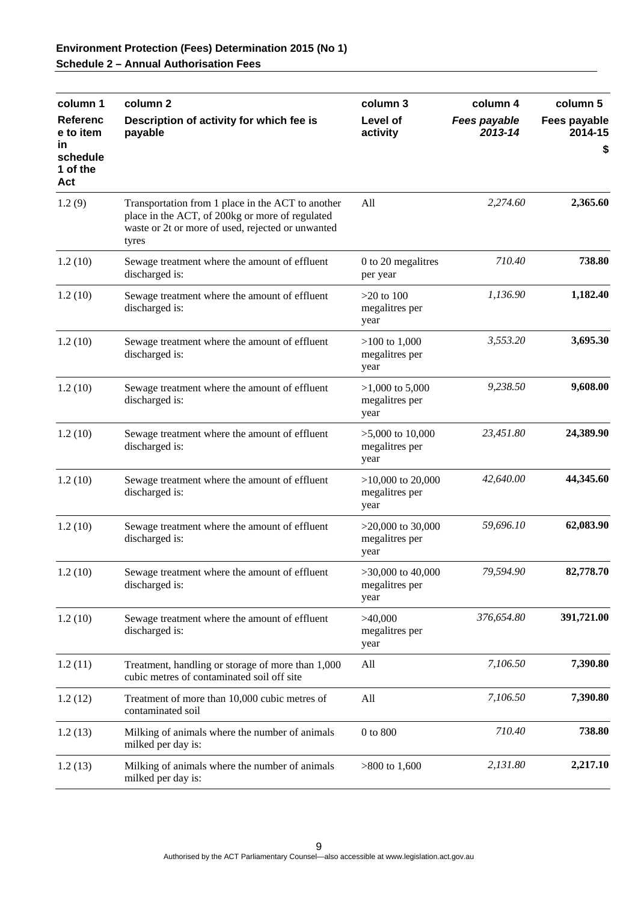| column 1 Reference to item in schedule 1 of the Act | column 2 Description of activity for which fee is payable | column 3 Level of activity | column 4 *Fees payable 2013-14* | column 5 Fees payable 2014-15 $ |
|---|---|---|---|---|
| 1.2 (9) | Transportation from 1 place in the ACT to another place in the ACT, of 200kg or more of regulated waste or 2t or more of used, rejected or unwanted tyres | All | *2,274.60* | **2,365.60** |
| 1.2 (10) | Sewage treatment where the amount of effluent discharged is: | 0 to 20 megalitres per year | *710.40* | **738.80** |
| 1.2 (10) | Sewage treatment where the amount of effluent discharged is: | >20 to 100 megalitres per year | *1,136.90* | **1,182.40** |
| 1.2 (10) | Sewage treatment where the amount of effluent discharged is: | >100 to 1,000 megalitres per year | *3,553.20* | **3,695.30** |
| 1.2 (10) | Sewage treatment where the amount of effluent discharged is: | >1,000 to 5,000 megalitres per year | *9,238.50* | **9,608.00** |
| 1.2 (10) | Sewage treatment where the amount of effluent discharged is: | >5,000 to 10,000 megalitres per year | *23,451.80* | **24,389.90** |
| 1.2 (10) | Sewage treatment where the amount of effluent discharged is: | >10,000 to 20,000 megalitres per year | *42,640.00* | **44,345.60** |
| 1.2 (10) | Sewage treatment where the amount of effluent discharged is: | >20,000 to 30,000 megalitres per year | *59,696.10* | **62,083.90** |
| 1.2 (10) | Sewage treatment where the amount of effluent discharged is: | >30,000 to 40,000 megalitres per year | *79,594.90* | **82,778.70** |
| 1.2 (10) | Sewage treatment where the amount of effluent discharged is: | >40,000 megalitres per year | *376,654.80* | **391,721.00** |
| 1.2 (11) | Treatment, handling or storage of more than 1,000 cubic metres of contaminated soil off site | All | *7,106.50* | **7,390.80** |
| 1.2 (12) | Treatment of more than 10,000 cubic metres of contaminated soil | All | *7,106.50* | **7,390.80** |
| 1.2 (13) | Milking of animals where the number of animals milked per day is: | 0 to 800 | *710.40* | **738.80** |
| 1.2 (13) | Milking of animals where the number of animals milked per day is: | >800 to 1,600 | *2,131.80* | **2,217.10** |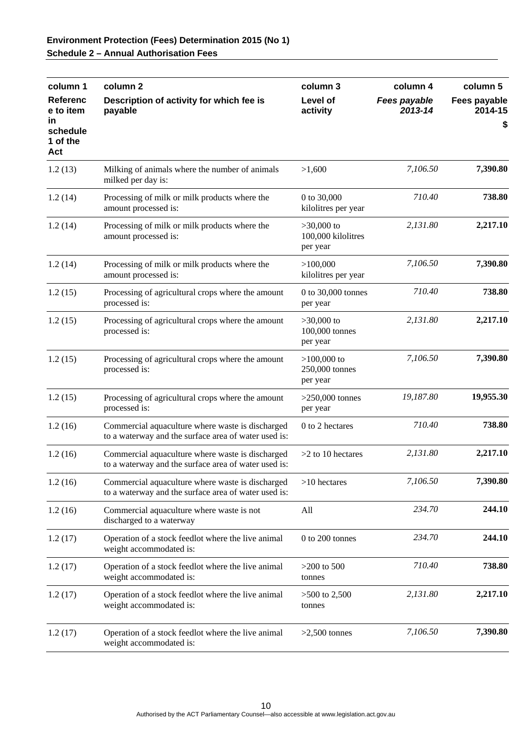**Environment Protection (Fees) Determination 2015 (No 1)**

**Schedule 2 – Annual Authorisation Fees**

| column 1<br>**Reference to item in schedule 1 of the Act** | column 2<br>**Description of activity for which fee is payable** | column 3<br>**Level of activity** | column 4<br>***Fees payable 2013-14*** | column 5<br>**Fees payable 2014-15**<br>**$** |
|---|---|---|---|---|
| 1.2 (13) | Milking of animals where the number of animals milked per day is: | >1,600 | *7,106.50* | **7,390.80** |
| 1.2 (14) | Processing of milk or milk products where the amount processed is: | 0 to 30,000 kilolitres per year | *710.40* | **738.80** |
| 1.2 (14) | Processing of milk or milk products where the amount processed is: | >30,000 to 100,000 kilolitres per year | *2,131.80* | **2,217.10** |
| 1.2 (14) | Processing of milk or milk products where the amount processed is: | >100,000 kilolitres per year | *7,106.50* | **7,390.80** |
| 1.2 (15) | Processing of agricultural crops where the amount processed is: | 0 to 30,000 tonnes per year | *710.40* | **738.80** |
| 1.2 (15) | Processing of agricultural crops where the amount processed is: | >30,000 to 100,000 tonnes per year | *2,131.80* | **2,217.10** |
| 1.2 (15) | Processing of agricultural crops where the amount processed is: | >100,000 to 250,000 tonnes per year | *7,106.50* | **7,390.80** |
| 1.2 (15) | Processing of agricultural crops where the amount processed is: | >250,000 tonnes per year | *19,187.80* | **19,955.30** |
| 1.2 (16) | Commercial aquaculture where waste is discharged to a waterway and the surface area of water used is: | 0 to 2 hectares | *710.40* | **738.80** |
| 1.2 (16) | Commercial aquaculture where waste is discharged to a waterway and the surface area of water used is: | >2 to 10 hectares | *2,131.80* | **2,217.10** |
| 1.2 (16) | Commercial aquaculture where waste is discharged to a waterway and the surface area of water used is: | >10 hectares | *7,106.50* | **7,390.80** |
| 1.2 (16) | Commercial aquaculture where waste is not discharged to a waterway | All | *234.70* | **244.10** |
| 1.2 (17) | Operation of a stock feedlot where the live animal weight accommodated is: | 0 to 200 tonnes | *234.70* | **244.10** |
| 1.2 (17) | Operation of a stock feedlot where the live animal weight accommodated is: | >200 to 500 tonnes | *710.40* | **738.80** |
| 1.2 (17) | Operation of a stock feedlot where the live animal weight accommodated is: | >500 to 2,500 tonnes | *2,131.80* | **2,217.10** |
| 1.2 (17) | Operation of a stock feedlot where the live animal weight accommodated is: | >2,500 tonnes | *7,106.50* | **7,390.80** |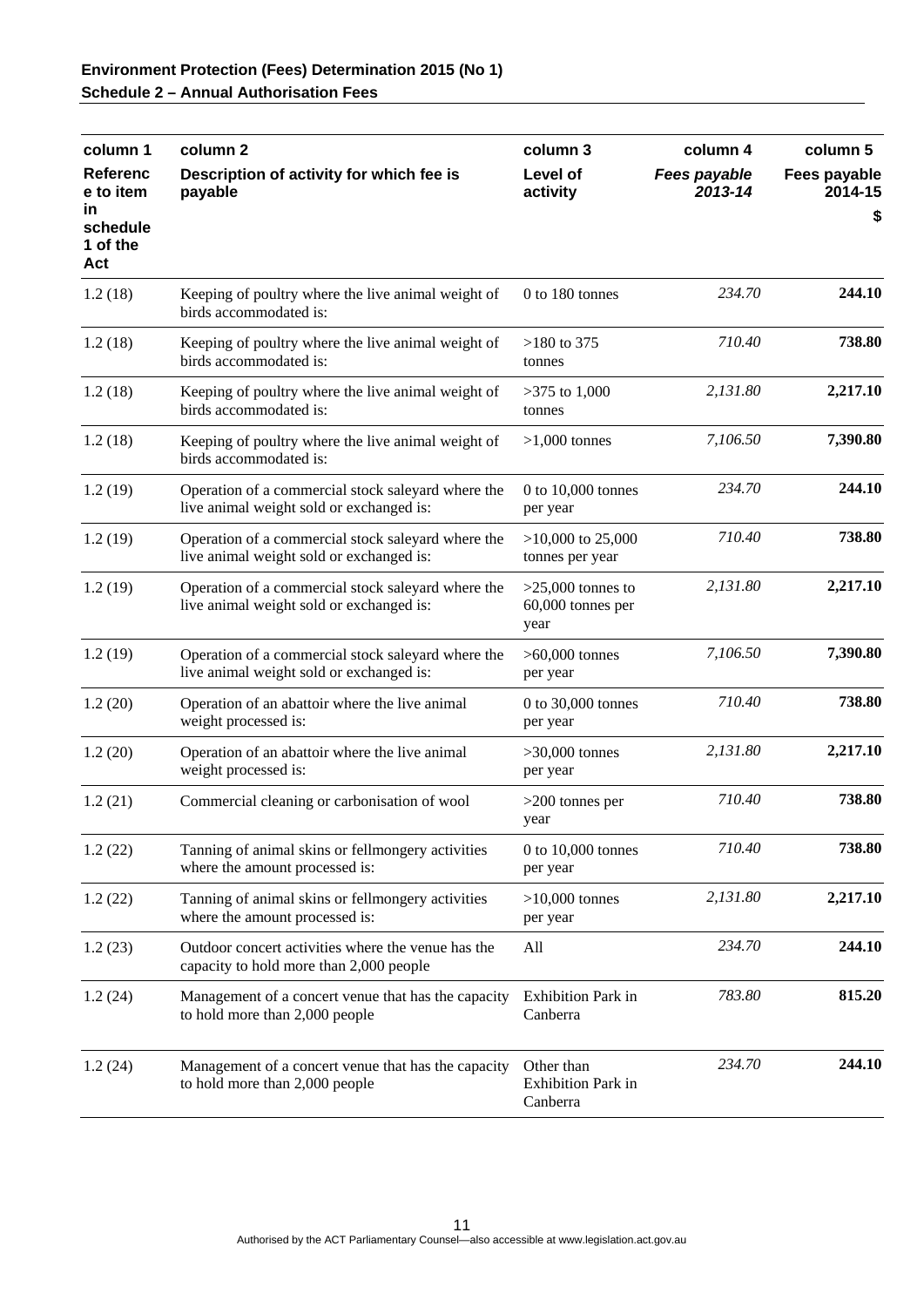**Environment Protection (Fees) Determination 2015 (No 1)**

**Schedule 2 – Annual Authorisation Fees**

| column 1<br>**Reference to item in schedule 1 of the Act** | column 2<br>**Description of activity for which fee is payable** | column 3<br>**Level of activity** | column 4<br>***Fees payable 2013-14*** | column 5<br>**Fees payable 2014-15**<br>**$** |
|---|---|---|---|---|
| 1.2 (18) | Keeping of poultry where the live animal weight of birds accommodated is: | 0 to 180 tonnes | *234.70* | **244.10** |
| 1.2 (18) | Keeping of poultry where the live animal weight of birds accommodated is: | >180 to 375 tonnes | *710.40* | **738.80** |
| 1.2 (18) | Keeping of poultry where the live animal weight of birds accommodated is: | >375 to 1,000 tonnes | *2,131.80* | **2,217.10** |
| 1.2 (18) | Keeping of poultry where the live animal weight of birds accommodated is: | >1,000 tonnes | *7,106.50* | **7,390.80** |
| 1.2 (19) | Operation of a commercial stock saleyard where the live animal weight sold or exchanged is: | 0 to 10,000 tonnes per year | *234.70* | **244.10** |
| 1.2 (19) | Operation of a commercial stock saleyard where the live animal weight sold or exchanged is: | >10,000 to 25,000 tonnes per year | *710.40* | **738.80** |
| 1.2 (19) | Operation of a commercial stock saleyard where the live animal weight sold or exchanged is: | >25,000 tonnes to 60,000 tonnes per year | *2,131.80* | **2,217.10** |
| 1.2 (19) | Operation of a commercial stock saleyard where the live animal weight sold or exchanged is: | >60,000 tonnes per year | *7,106.50* | **7,390.80** |
| 1.2 (20) | Operation of an abattoir where the live animal weight processed is: | 0 to 30,000 tonnes per year | *710.40* | **738.80** |
| 1.2 (20) | Operation of an abattoir where the live animal weight processed is: | >30,000 tonnes per year | *2,131.80* | **2,217.10** |
| 1.2 (21) | Commercial cleaning or carbonisation of wool | >200 tonnes per year | *710.40* | **738.80** |
| 1.2 (22) | Tanning of animal skins or fellmongery activities where the amount processed is: | 0 to 10,000 tonnes per year | *710.40* | **738.80** |
| 1.2 (22) | Tanning of animal skins or fellmongery activities where the amount processed is: | >10,000 tonnes per year | *2,131.80* | **2,217.10** |
| 1.2 (23) | Outdoor concert activities where the venue has the capacity to hold more than 2,000 people | All | *234.70* | **244.10** |
| 1.2 (24) | Management of a concert venue that has the capacity to hold more than 2,000 people | Exhibition Park in Canberra | *783.80* | **815.20** |
| 1.2 (24) | Management of a concert venue that has the capacity to hold more than 2,000 people | Other than Exhibition Park in Canberra | *234.70* | **244.10** |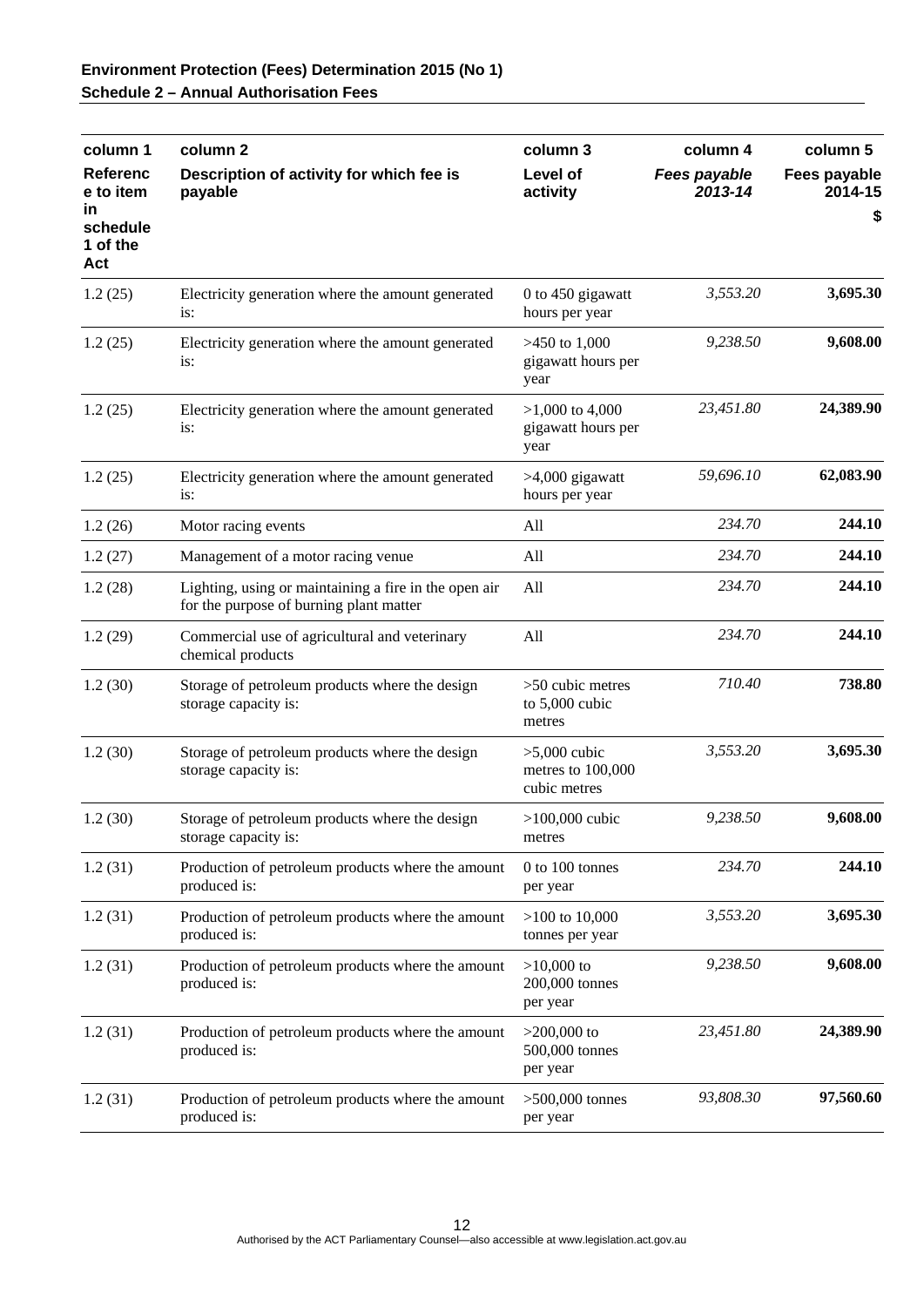**Environment Protection (Fees) Determination 2015 (No 1)**

**Schedule 2 – Annual Authorisation Fees**

| **column 1**<br>**Reference to item in schedule 1 of the Act** | **column 2**<br>**Description of activity for which fee is payable** | **column 3**<br>**Level of activity** | **column 4**<br>***Fees payable 2013-14*** | **column 5**<br>**Fees payable 2014-15**<br>**$** |
|---|---|---|---|---|
| 1.2 (25) | Electricity generation where the amount generated is: | 0 to 450 gigawatt hours per year | *3,553.20* | **3,695.30** |
| 1.2 (25) | Electricity generation where the amount generated is: | >450 to 1,000 gigawatt hours per year | *9,238.50* | **9,608.00** |
| 1.2 (25) | Electricity generation where the amount generated is: | >1,000 to 4,000 gigawatt hours per year | *23,451.80* | **24,389.90** |
| 1.2 (25) | Electricity generation where the amount generated is: | >4,000 gigawatt hours per year | *59,696.10* | **62,083.90** |
| 1.2 (26) | Motor racing events | All | *234.70* | **244.10** |
| 1.2 (27) | Management of a motor racing venue | All | *234.70* | **244.10** |
| 1.2 (28) | Lighting, using or maintaining a fire in the open air for the purpose of burning plant matter | All | *234.70* | **244.10** |
| 1.2 (29) | Commercial use of agricultural and veterinary chemical products | All | *234.70* | **244.10** |
| 1.2 (30) | Storage of petroleum products where the design storage capacity is: | >50 cubic metres to 5,000 cubic metres | *710.40* | **738.80** |
| 1.2 (30) | Storage of petroleum products where the design storage capacity is: | >5,000 cubic metres to 100,000 cubic metres | *3,553.20* | **3,695.30** |
| 1.2 (30) | Storage of petroleum products where the design storage capacity is: | >100,000 cubic metres | *9,238.50* | **9,608.00** |
| 1.2 (31) | Production of petroleum products where the amount produced is: | 0 to 100 tonnes per year | *234.70* | **244.10** |
| 1.2 (31) | Production of petroleum products where the amount produced is: | >100 to 10,000 tonnes per year | *3,553.20* | **3,695.30** |
| 1.2 (31) | Production of petroleum products where the amount produced is: | >10,000 to 200,000 tonnes per year | *9,238.50* | **9,608.00** |
| 1.2 (31) | Production of petroleum products where the amount produced is: | >200,000 to 500,000 tonnes per year | *23,451.80* | **24,389.90** |
| 1.2 (31) | Production of petroleum products where the amount produced is: | >500,000 tonnes per year | *93,808.30* | **97,560.60** |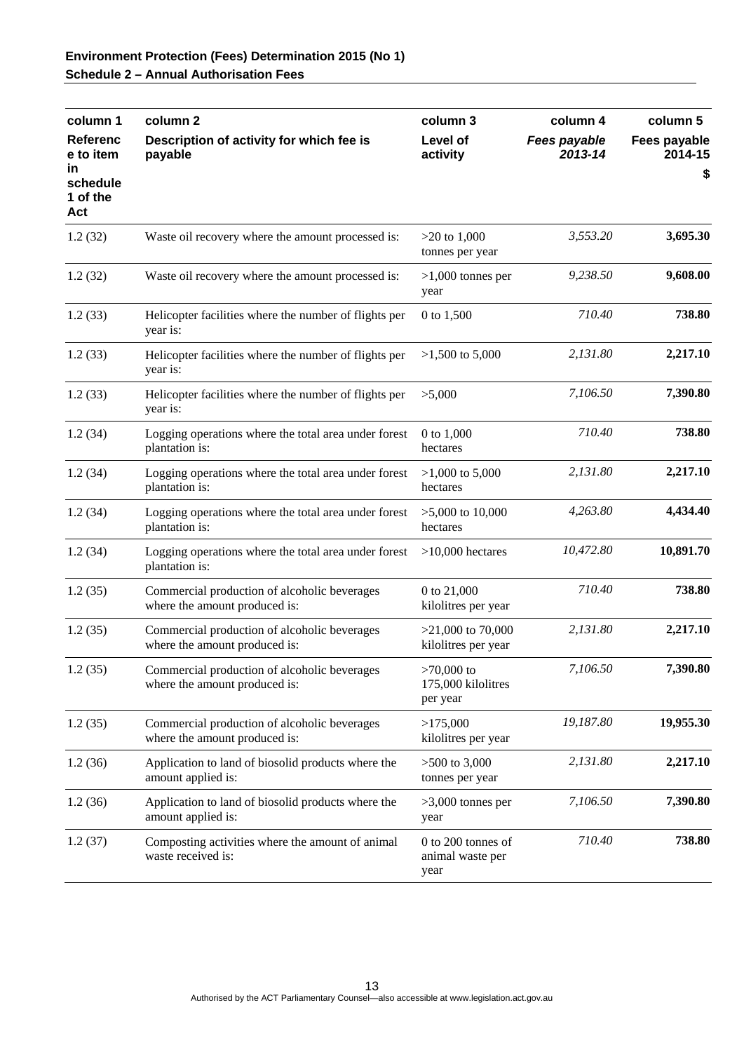**Environment Protection (Fees) Determination 2015 (No 1)**

**Schedule 2 – Annual Authorisation Fees**

| column 1<br>**Reference to item in schedule 1 of the Act** | column 2<br>**Description of activity for which fee is payable** | column 3<br>**Level of activity** | column 4<br>***Fees payable 2013-14*** | column 5<br>**Fees payable 2014-15**<br>**$** |
|---|---|---|---|---|
| 1.2 (32) | Waste oil recovery where the amount processed is: | >20 to 1,000 tonnes per year | *3,553.20* | **3,695.30** |
| 1.2 (32) | Waste oil recovery where the amount processed is: | >1,000 tonnes per year | *9,238.50* | **9,608.00** |
| 1.2 (33) | Helicopter facilities where the number of flights per year is: | 0 to 1,500 | *710.40* | **738.80** |
| 1.2 (33) | Helicopter facilities where the number of flights per year is: | >1,500 to 5,000 | *2,131.80* | **2,217.10** |
| 1.2 (33) | Helicopter facilities where the number of flights per year is: | >5,000 | *7,106.50* | **7,390.80** |
| 1.2 (34) | Logging operations where the total area under forest plantation is: | 0 to 1,000 hectares | *710.40* | **738.80** |
| 1.2 (34) | Logging operations where the total area under forest plantation is: | >1,000 to 5,000 hectares | *2,131.80* | **2,217.10** |
| 1.2 (34) | Logging operations where the total area under forest plantation is: | >5,000 to 10,000 hectares | *4,263.80* | **4,434.40** |
| 1.2 (34) | Logging operations where the total area under forest plantation is: | >10,000 hectares | *10,472.80* | **10,891.70** |
| 1.2 (35) | Commercial production of alcoholic beverages where the amount produced is: | 0 to 21,000 kilolitres per year | *710.40* | **738.80** |
| 1.2 (35) | Commercial production of alcoholic beverages where the amount produced is: | >21,000 to 70,000 kilolitres per year | *2,131.80* | **2,217.10** |
| 1.2 (35) | Commercial production of alcoholic beverages where the amount produced is: | >70,000 to 175,000 kilolitres per year | *7,106.50* | **7,390.80** |
| 1.2 (35) | Commercial production of alcoholic beverages where the amount produced is: | >175,000 kilolitres per year | *19,187.80* | **19,955.30** |
| 1.2 (36) | Application to land of biosolid products where the amount applied is: | >500 to 3,000 tonnes per year | *2,131.80* | **2,217.10** |
| 1.2 (36) | Application to land of biosolid products where the amount applied is: | >3,000 tonnes per year | *7,106.50* | **7,390.80** |
| 1.2 (37) | Composting activities where the amount of animal waste received is: | 0 to 200 tonnes of animal waste per year | *710.40* | **738.80** |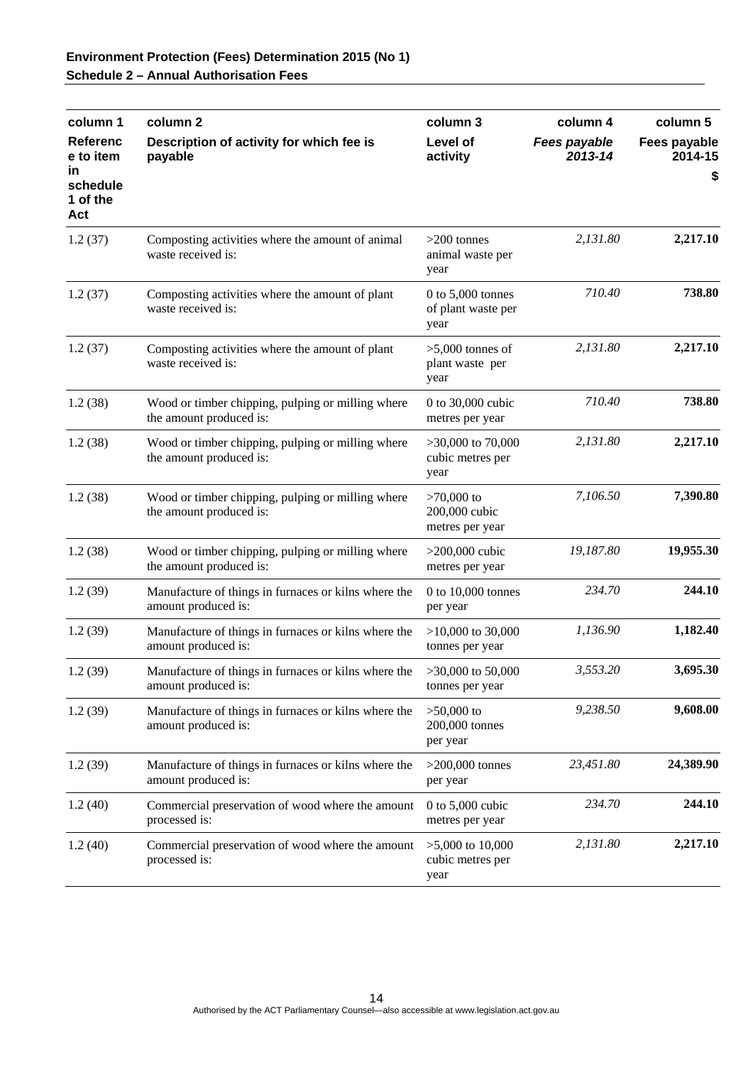**Environment Protection (Fees) Determination 2015 (No 1)**

**Schedule 2 – Annual Authorisation Fees**

| column 1<br>**Reference to item in schedule 1 of the Act** | column 2<br>**Description of activity for which fee is payable** | column 3<br>**Level of activity** | column 4<br>***Fees payable 2013-14*** | column 5<br>**Fees payable 2014-15**<br>**$** |
|---|---|---|---|---|
| 1.2 (37) | Composting activities where the amount of animal waste received is: | >200 tonnes animal waste per year | *2,131.80* | **2,217.10** |
| 1.2 (37) | Composting activities where the amount of plant waste received is: | 0 to 5,000 tonnes of plant waste per year | *710.40* | **738.80** |
| 1.2 (37) | Composting activities where the amount of plant waste received is: | >5,000 tonnes of plant waste per year | *2,131.80* | **2,217.10** |
| 1.2 (38) | Wood or timber chipping, pulping or milling where the amount produced is: | 0 to 30,000 cubic metres per year | *710.40* | **738.80** |
| 1.2 (38) | Wood or timber chipping, pulping or milling where the amount produced is: | >30,000 to 70,000 cubic metres per year | *2,131.80* | **2,217.10** |
| 1.2 (38) | Wood or timber chipping, pulping or milling where the amount produced is: | >70,000 to 200,000 cubic metres per year | *7,106.50* | **7,390.80** |
| 1.2 (38) | Wood or timber chipping, pulping or milling where the amount produced is: | >200,000 cubic metres per year | *19,187.80* | **19,955.30** |
| 1.2 (39) | Manufacture of things in furnaces or kilns where the amount produced is: | 0 to 10,000 tonnes per year | *234.70* | **244.10** |
| 1.2 (39) | Manufacture of things in furnaces or kilns where the amount produced is: | >10,000 to 30,000 tonnes per year | *1,136.90* | **1,182.40** |
| 1.2 (39) | Manufacture of things in furnaces or kilns where the amount produced is: | >30,000 to 50,000 tonnes per year | *3,553.20* | **3,695.30** |
| 1.2 (39) | Manufacture of things in furnaces or kilns where the amount produced is: | >50,000 to 200,000 tonnes per year | *9,238.50* | **9,608.00** |
| 1.2 (39) | Manufacture of things in furnaces or kilns where the amount produced is: | >200,000 tonnes per year | *23,451.80* | **24,389.90** |
| 1.2 (40) | Commercial preservation of wood where the amount processed is: | 0 to 5,000 cubic metres per year | *234.70* | **244.10** |
| 1.2 (40) | Commercial preservation of wood where the amount processed is: | >5,000 to 10,000 cubic metres per year | *2,131.80* | **2,217.10** |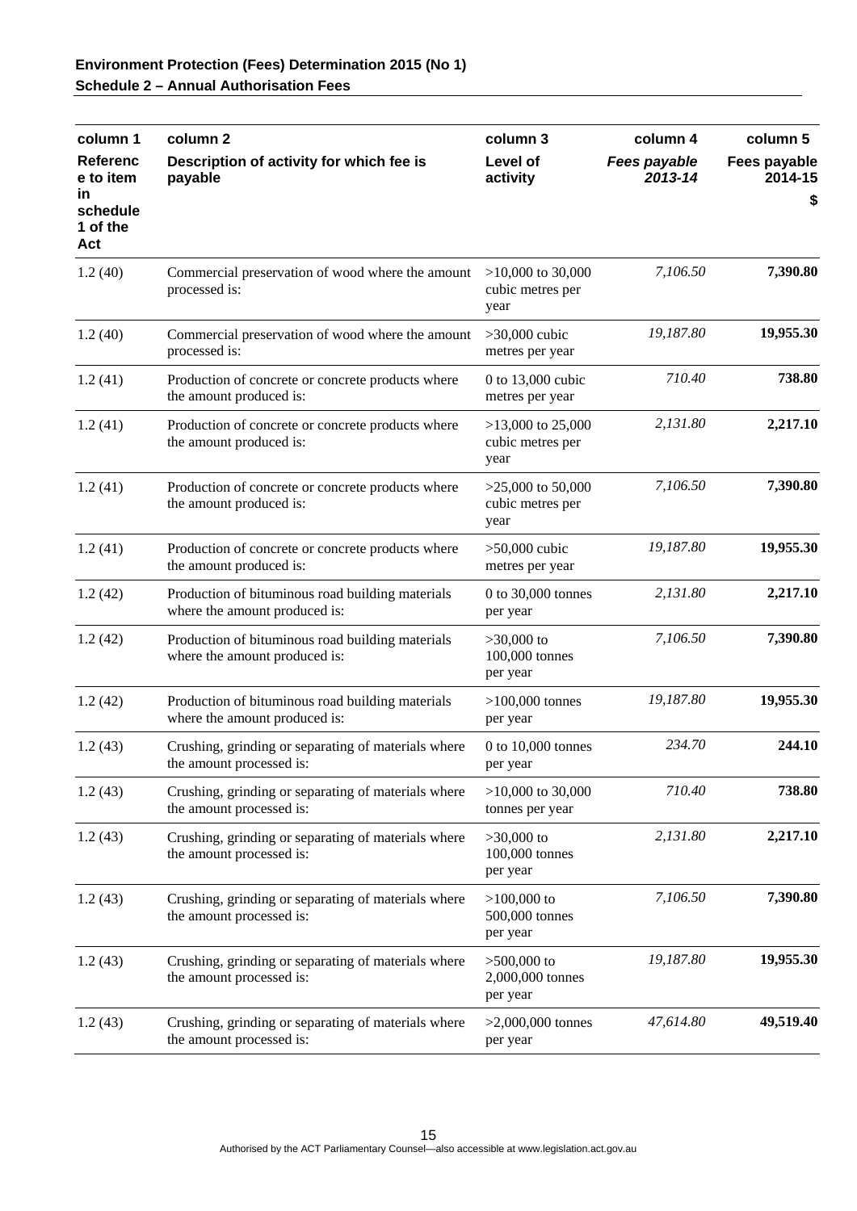| column 1 Reference to item in schedule 1 of the Act | column 2 Description of activity for which fee is payable | column 3 Level of activity | column 4 *Fees payable 2013-14* | column 5 Fees payable 2014-15 $ |
|---|---|---|---|---|
| 1.2 (40) | Commercial preservation of wood where the amount processed is: | >10,000 to 30,000 cubic metres per year | *7,106.50* | **7,390.80** |
| 1.2 (40) | Commercial preservation of wood where the amount processed is: | >30,000 cubic metres per year | *19,187.80* | **19,955.30** |
| 1.2 (41) | Production of concrete or concrete products where the amount produced is: | 0 to 13,000 cubic metres per year | *710.40* | **738.80** |
| 1.2 (41) | Production of concrete or concrete products where the amount produced is: | >13,000 to 25,000 cubic metres per year | *2,131.80* | **2,217.10** |
| 1.2 (41) | Production of concrete or concrete products where the amount produced is: | >25,000 to 50,000 cubic metres per year | *7,106.50* | **7,390.80** |
| 1.2 (41) | Production of concrete or concrete products where the amount produced is: | >50,000 cubic metres per year | *19,187.80* | **19,955.30** |
| 1.2 (42) | Production of bituminous road building materials where the amount produced is: | 0 to 30,000 tonnes per year | *2,131.80* | **2,217.10** |
| 1.2 (42) | Production of bituminous road building materials where the amount produced is: | >30,000 to 100,000 tonnes per year | *7,106.50* | **7,390.80** |
| 1.2 (42) | Production of bituminous road building materials where the amount produced is: | >100,000 tonnes per year | *19,187.80* | **19,955.30** |
| 1.2 (43) | Crushing, grinding or separating of materials where the amount processed is: | 0 to 10,000 tonnes per year | *234.70* | **244.10** |
| 1.2 (43) | Crushing, grinding or separating of materials where the amount processed is: | >10,000 to 30,000 tonnes per year | *710.40* | **738.80** |
| 1.2 (43) | Crushing, grinding or separating of materials where the amount processed is: | >30,000 to 100,000 tonnes per year | *2,131.80* | **2,217.10** |
| 1.2 (43) | Crushing, grinding or separating of materials where the amount processed is: | >100,000 to 500,000 tonnes per year | *7,106.50* | **7,390.80** |
| 1.2 (43) | Crushing, grinding or separating of materials where the amount processed is: | >500,000 to 2,000,000 tonnes per year | *19,187.80* | **19,955.30** |
| 1.2 (43) | Crushing, grinding or separating of materials where the amount processed is: | >2,000,000 tonnes per year | *47,614.80* | **49,519.40** |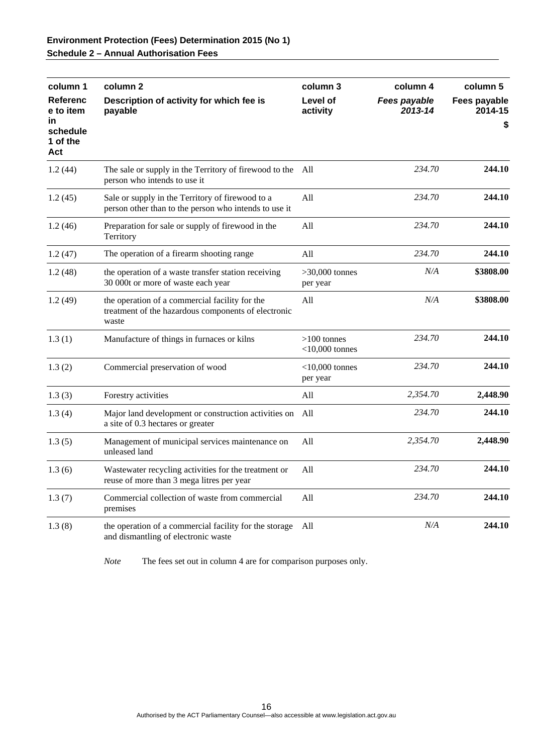**Environment Protection (Fees) Determination 2015 (No 1)**

**Schedule 2 – Annual Authorisation Fees**

| column 1<br>**Reference to item in schedule 1 of the Act** | column 2<br>**Description of activity for which fee is payable** | column 3<br>**Level of activity** | column 4<br>***Fees payable 2013-14*** | column 5<br>**Fees payable 2014-15**<br>**$** |
|---|---|---|---|---|
| 1.2 (44) | The sale or supply in the Territory of firewood to the person who intends to use it | All | *234.70* | **244.10** |
| 1.2 (45) | Sale or supply in the Territory of firewood to a person other than to the person who intends to use it | All | *234.70* | **244.10** |
| 1.2 (46) | Preparation for sale or supply of firewood in the Territory | All | *234.70* | **244.10** |
| 1.2 (47) | The operation of a firearm shooting range | All | *234.70* | **244.10** |
| 1.2 (48) | the operation of a waste transfer station receiving 30 000t or more of waste each year | >30,000 tonnes per year | *N/A* | **$3808.00** |
| 1.2 (49) | the operation of a commercial facility for the treatment of the hazardous components of electronic waste | All | *N/A* | **$3808.00** |
| 1.3 (1) | Manufacture of things in furnaces or kilns | >100 tonnes <10,000 tonnes | *234.70* | **244.10** |
| 1.3 (2) | Commercial preservation of wood | <10,000 tonnes per year | *234.70* | **244.10** |
| 1.3 (3) | Forestry activities | All | *2,354.70* | **2,448.90** |
| 1.3 (4) | Major land development or construction activities on a site of 0.3 hectares or greater | All | *234.70* | **244.10** |
| 1.3 (5) | Management of municipal services maintenance on unleased land | All | *2,354.70* | **2,448.90** |
| 1.3 (6) | Wastewater recycling activities for the treatment or reuse of more than 3 mega litres per year | All | *234.70* | **244.10** |
| 1.3 (7) | Commercial collection of waste from commercial premises | All | *234.70* | **244.10** |
| 1.3 (8) | the operation of a commercial facility for the storage and dismantling of electronic waste | All | *N/A* | **244.10** |

*Note* The fees set out in column 4 are for comparison purposes only.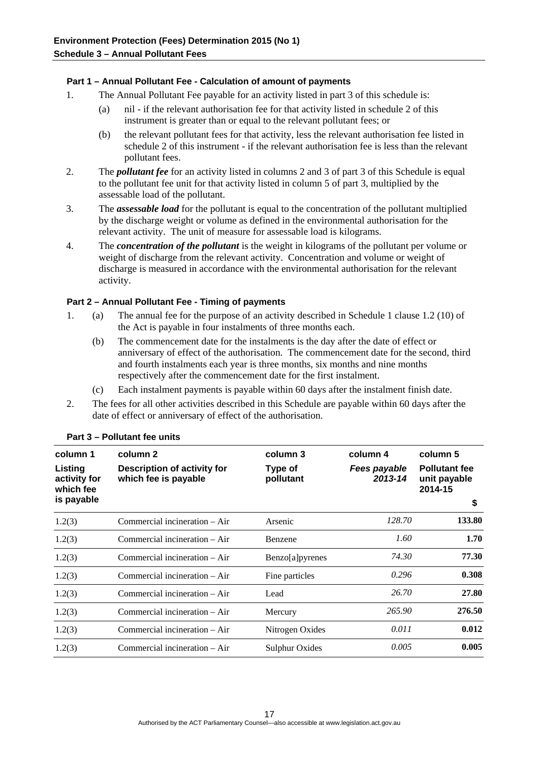## Part 1 – Annual Pollutant Fee - Calculation of amount of payments

1. The Annual Pollutant Fee payable for an activity listed in part 3 of this schedule is:

   (a) nil - if the relevant authorisation fee for that activity listed in schedule 2 of this instrument is greater than or equal to the relevant pollutant fees; or

   (b) the relevant pollutant fees for that activity, less the relevant authorisation fee listed in schedule 2 of this instrument - if the relevant authorisation fee is less than the relevant pollutant fees.

2. The ***pollutant fee*** for an activity listed in columns 2 and 3 of part 3 of this Schedule is equal to the pollutant fee unit for that activity listed in column 5 of part 3, multiplied by the assessable load of the pollutant.

3. The ***assessable load*** for the pollutant is equal to the concentration of the pollutant multiplied by the discharge weight or volume as defined in the environmental authorisation for the relevant activity. The unit of measure for assessable load is kilograms.

4. The ***concentration of the pollutant*** is the weight in kilograms of the pollutant per volume or weight of discharge from the relevant activity. Concentration and volume or weight of discharge is measured in accordance with the environmental authorisation for the relevant activity.

## Part 2 – Annual Pollutant Fee - Timing of payments

1. (a) The annual fee for the purpose of an activity described in Schedule 1 clause 1.2 (10) of the Act is payable in four instalments of three months each.

   (b) The commencement date for the instalments is the day after the date of effect or anniversary of effect of the authorisation. The commencement date for the second, third and fourth instalments each year is three months, six months and nine months respectively after the commencement date for the first instalment.

   (c) Each instalment payments is payable within 60 days after the instalment finish date.

2. The fees for all other activities described in this Schedule are payable within 60 days after the date of effect or anniversary of effect of the authorisation.

## Part 3 – Pollutant fee units

| column 1<br>**Listing activity for which fee is payable** | column 2<br>**Description of activity for which fee is payable** | column 3<br>**Type of pollutant** | column 4<br>***Fees payable 2013-14*** | column 5<br>**Pollutant fee unit payable 2014-15**<br>**$** |
|---|---|---|---|---|
| 1.2(3) | Commercial incineration – Air | Arsenic | *128.70* | **133.80** |
| 1.2(3) | Commercial incineration – Air | Benzene | *1.60* | **1.70** |
| 1.2(3) | Commercial incineration – Air | Benzo[a]pyrenes | *74.30* | **77.30** |
| 1.2(3) | Commercial incineration – Air | Fine particles | *0.296* | **0.308** |
| 1.2(3) | Commercial incineration – Air | Lead | *26.70* | **27.80** |
| 1.2(3) | Commercial incineration – Air | Mercury | *265.90* | **276.50** |
| 1.2(3) | Commercial incineration – Air | Nitrogen Oxides | *0.011* | **0.012** |
| 1.2(3) | Commercial incineration – Air | Sulphur Oxides | *0.005* | **0.005** |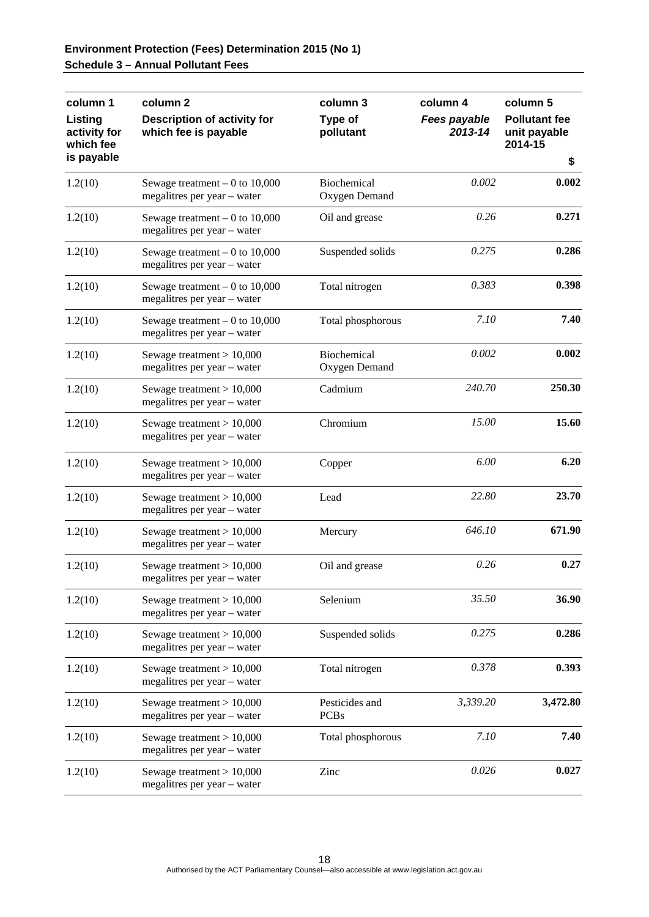**Environment Protection (Fees) Determination 2015 (No 1)**

**Schedule 3 – Annual Pollutant Fees**

| column 1<br>**Listing activity for which fee is payable** | column 2<br>**Description of activity for which fee is payable** | column 3<br>**Type of pollutant** | column 4<br>***Fees payable 2013-14*** | column 5<br>**Pollutant fee unit payable 2014-15**<br>**$** |
|---|---|---|---|---|
| 1.2(10) | Sewage treatment – 0 to 10,000 megalitres per year – water | Biochemical Oxygen Demand | *0.002* | **0.002** |
| 1.2(10) | Sewage treatment – 0 to 10,000 megalitres per year – water | Oil and grease | *0.26* | **0.271** |
| 1.2(10) | Sewage treatment – 0 to 10,000 megalitres per year – water | Suspended solids | *0.275* | **0.286** |
| 1.2(10) | Sewage treatment – 0 to 10,000 megalitres per year – water | Total nitrogen | *0.383* | **0.398** |
| 1.2(10) | Sewage treatment – 0 to 10,000 megalitres per year – water | Total phosphorous | *7.10* | **7.40** |
| 1.2(10) | Sewage treatment > 10,000 megalitres per year – water | Biochemical Oxygen Demand | *0.002* | **0.002** |
| 1.2(10) | Sewage treatment > 10,000 megalitres per year – water | Cadmium | *240.70* | **250.30** |
| 1.2(10) | Sewage treatment > 10,000 megalitres per year – water | Chromium | *15.00* | **15.60** |
| 1.2(10) | Sewage treatment > 10,000 megalitres per year – water | Copper | *6.00* | **6.20** |
| 1.2(10) | Sewage treatment > 10,000 megalitres per year – water | Lead | *22.80* | **23.70** |
| 1.2(10) | Sewage treatment > 10,000 megalitres per year – water | Mercury | *646.10* | **671.90** |
| 1.2(10) | Sewage treatment > 10,000 megalitres per year – water | Oil and grease | *0.26* | **0.27** |
| 1.2(10) | Sewage treatment > 10,000 megalitres per year – water | Selenium | *35.50* | **36.90** |
| 1.2(10) | Sewage treatment > 10,000 megalitres per year – water | Suspended solids | *0.275* | **0.286** |
| 1.2(10) | Sewage treatment > 10,000 megalitres per year – water | Total nitrogen | *0.378* | **0.393** |
| 1.2(10) | Sewage treatment > 10,000 megalitres per year – water | Pesticides and PCBs | *3,339.20* | **3,472.80** |
| 1.2(10) | Sewage treatment > 10,000 megalitres per year – water | Total phosphorous | *7.10* | **7.40** |
| 1.2(10) | Sewage treatment > 10,000 megalitres per year – water | Zinc | *0.026* | **0.027** |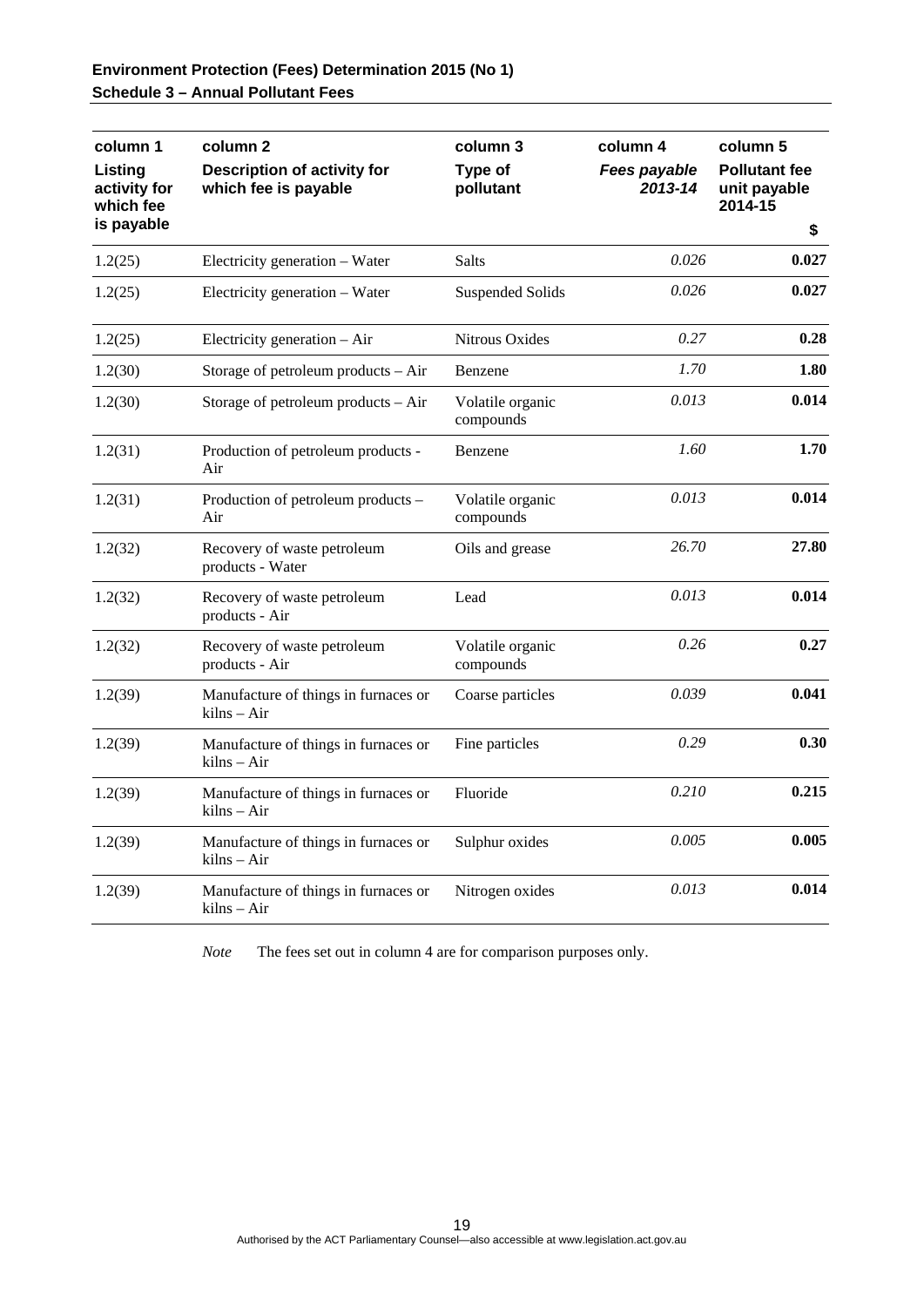**Environment Protection (Fees) Determination 2015 (No 1)**

**Schedule 3 – Annual Pollutant Fees**

| column 1<br>**Listing activity for which fee is payable** | column 2<br>**Description of activity for which fee is payable** | column 3<br>**Type of pollutant** | column 4<br>***Fees payable 2013-14*** | column 5<br>**Pollutant fee unit payable 2014-15**<br>**$** |
|---|---|---|---|---|
| 1.2(25) | Electricity generation – Water | Salts | *0.026* | **0.027** |
| 1.2(25) | Electricity generation – Water | Suspended Solids | *0.026* | **0.027** |
| 1.2(25) | Electricity generation – Air | Nitrous Oxides | *0.27* | **0.28** |
| 1.2(30) | Storage of petroleum products – Air | Benzene | *1.70* | **1.80** |
| 1.2(30) | Storage of petroleum products – Air | Volatile organic compounds | *0.013* | **0.014** |
| 1.2(31) | Production of petroleum products - Air | Benzene | *1.60* | **1.70** |
| 1.2(31) | Production of petroleum products – Air | Volatile organic compounds | *0.013* | **0.014** |
| 1.2(32) | Recovery of waste petroleum products - Water | Oils and grease | *26.70* | **27.80** |
| 1.2(32) | Recovery of waste petroleum products - Air | Lead | *0.013* | **0.014** |
| 1.2(32) | Recovery of waste petroleum products - Air | Volatile organic compounds | *0.26* | **0.27** |
| 1.2(39) | Manufacture of things in furnaces or kilns – Air | Coarse particles | *0.039* | **0.041** |
| 1.2(39) | Manufacture of things in furnaces or kilns – Air | Fine particles | *0.29* | **0.30** |
| 1.2(39) | Manufacture of things in furnaces or kilns – Air | Fluoride | *0.210* | **0.215** |
| 1.2(39) | Manufacture of things in furnaces or kilns – Air | Sulphur oxides | *0.005* | **0.005** |
| 1.2(39) | Manufacture of things in furnaces or kilns – Air | Nitrogen oxides | *0.013* | **0.014** |

*Note* The fees set out in column 4 are for comparison purposes only.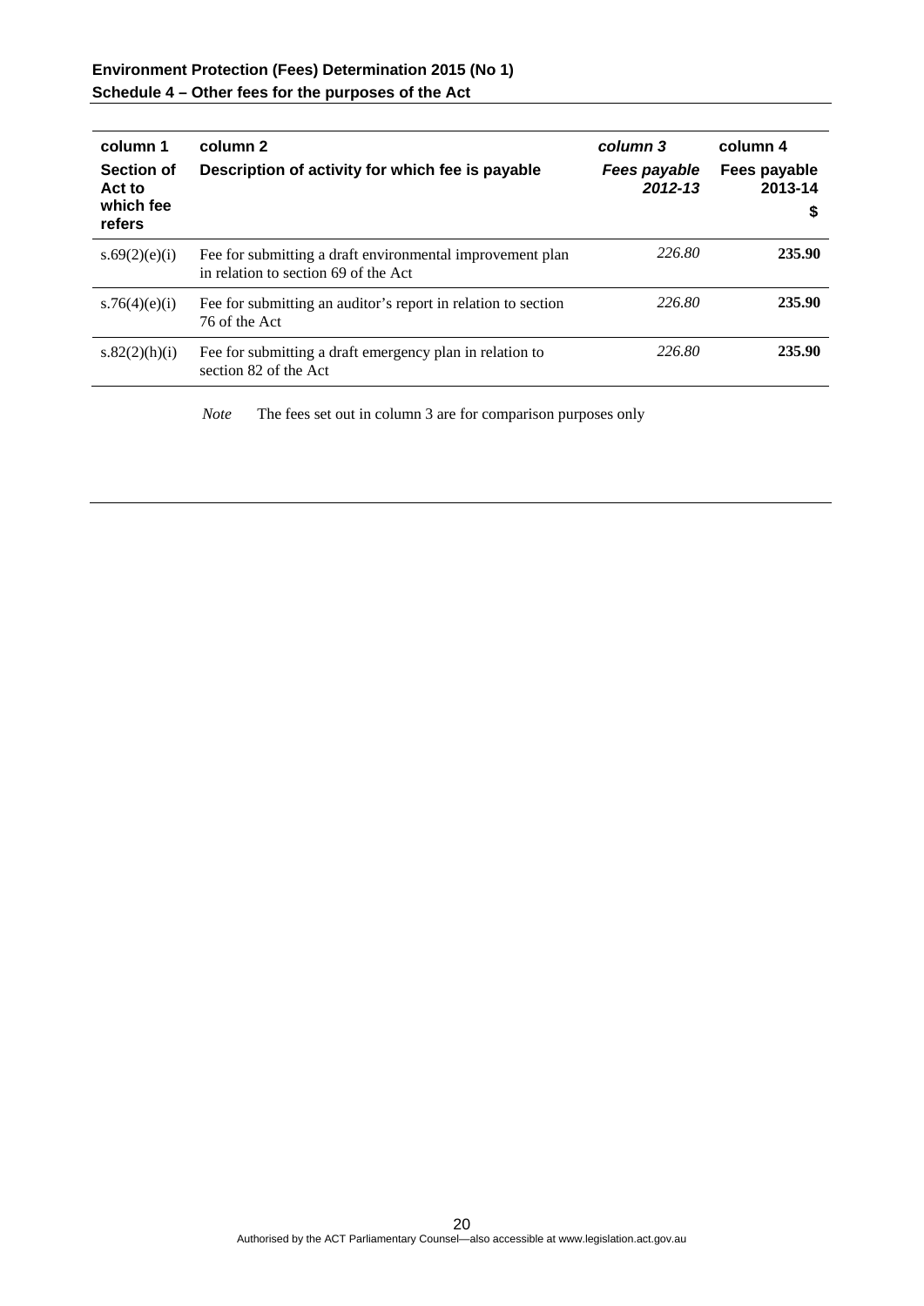**Environment Protection (Fees) Determination 2015 (No 1)**

**Schedule 4 – Other fees for the purposes of the Act**

| column 1<br>**Section of Act to which fee refers** | column 2<br>**Description of activity for which fee is payable** | *column 3*<br>***Fees payable 2012-13*** | column 4<br>**Fees payable 2013-14**<br>**$** |
|---|---|---|---|
| s.69(2)(e)(i) | Fee for submitting a draft environmental improvement plan in relation to section 69 of the Act | *226.80* | **235.90** |
| s.76(4)(e)(i) | Fee for submitting an auditor's report in relation to section 76 of the Act | *226.80* | **235.90** |
| s.82(2)(h)(i) | Fee for submitting a draft emergency plan in relation to section 82 of the Act | *226.80* | **235.90** |

*Note* The fees set out in column 3 are for comparison purposes only